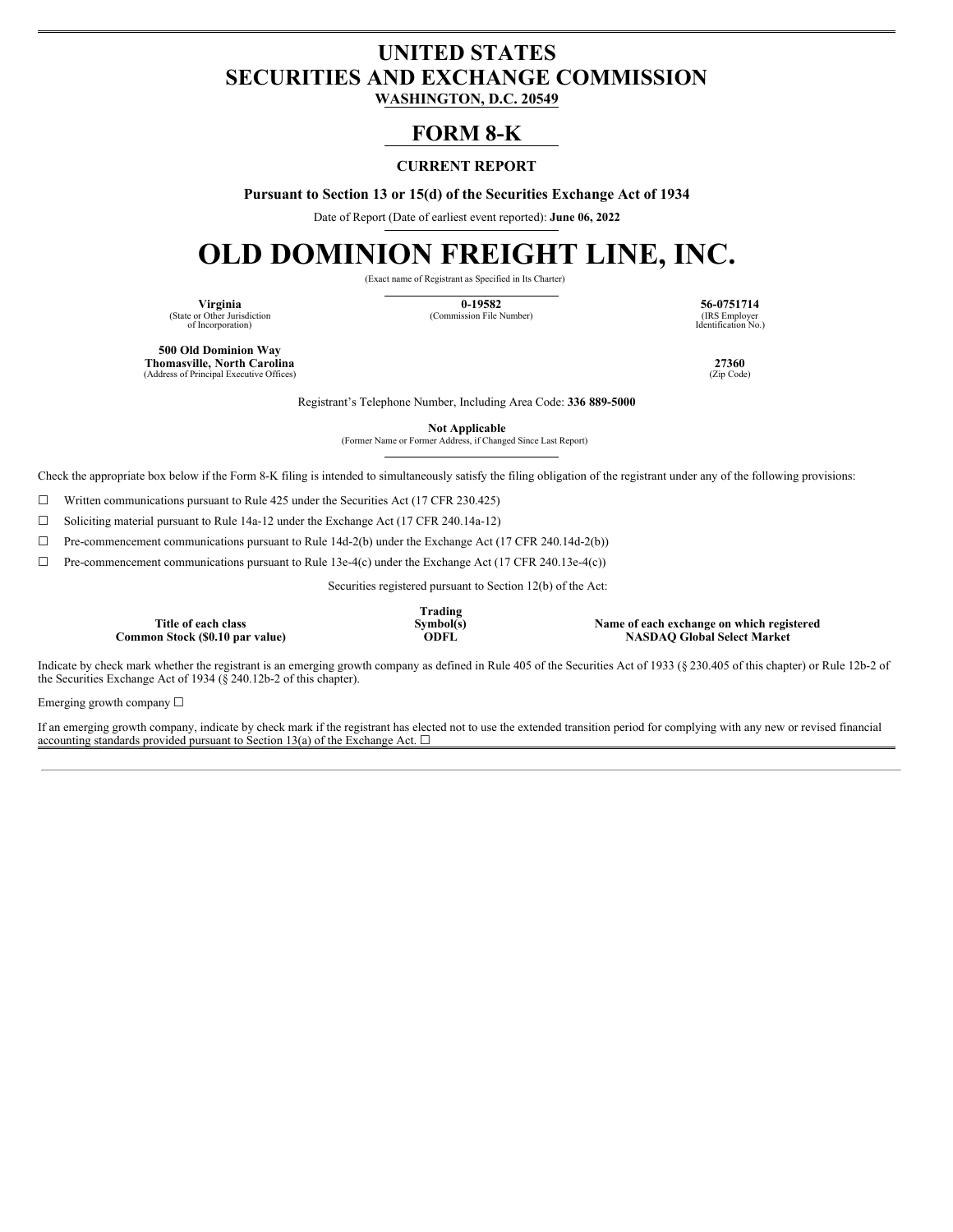# UNITED STATES
# SECURITIES AND EXCHANGE COMMISSION
**WASHINGTON, D.C. 20549**

## FORM 8-K

**CURRENT REPORT**

**Pursuant to Section 13 or 15(d) of the Securities Exchange Act of 1934**

Date of Report (Date of earliest event reported): **June 06, 2022**

# OLD DOMINION FREIGHT LINE, INC.

(Exact name of Registrant as Specified in Its Charter)

| **Virginia** | **0-19582** | **56-0751714** |
|---|---|---|
| (State or Other Jurisdiction of Incorporation) | (Commission File Number) | (IRS Employer Identification No.) |

| **500 Old Dominion Way Thomasville, North Carolina** | **27360** |
|---|---|
| (Address of Principal Executive Offices) | (Zip Code) |

Registrant's Telephone Number, Including Area Code: **336 889-5000**

**Not Applicable**
(Former Name or Former Address, if Changed Since Last Report)

Check the appropriate box below if the Form 8-K filing is intended to simultaneously satisfy the filing obligation of the registrant under any of the following provisions:

☐ Written communications pursuant to Rule 425 under the Securities Act (17 CFR 230.425)

☐ Soliciting material pursuant to Rule 14a-12 under the Exchange Act (17 CFR 240.14a-12)

☐ Pre-commencement communications pursuant to Rule 14d-2(b) under the Exchange Act (17 CFR 240.14d-2(b))

☐ Pre-commencement communications pursuant to Rule 13e-4(c) under the Exchange Act (17 CFR 240.13e-4(c))

Securities registered pursuant to Section 12(b) of the Act:

| Title of each class | Trading Symbol(s) | Name of each exchange on which registered |
|---|---|---|
| Common Stock ($0.10 par value) | ODFL | NASDAQ Global Select Market |

Indicate by check mark whether the registrant is an emerging growth company as defined in Rule 405 of the Securities Act of 1933 (§ 230.405 of this chapter) or Rule 12b-2 of the Securities Exchange Act of 1934 (§ 240.12b-2 of this chapter).

Emerging growth company ☐

If an emerging growth company, indicate by check mark if the registrant has elected not to use the extended transition period for complying with any new or revised financial accounting standards provided pursuant to Section 13(a) of the Exchange Act. ☐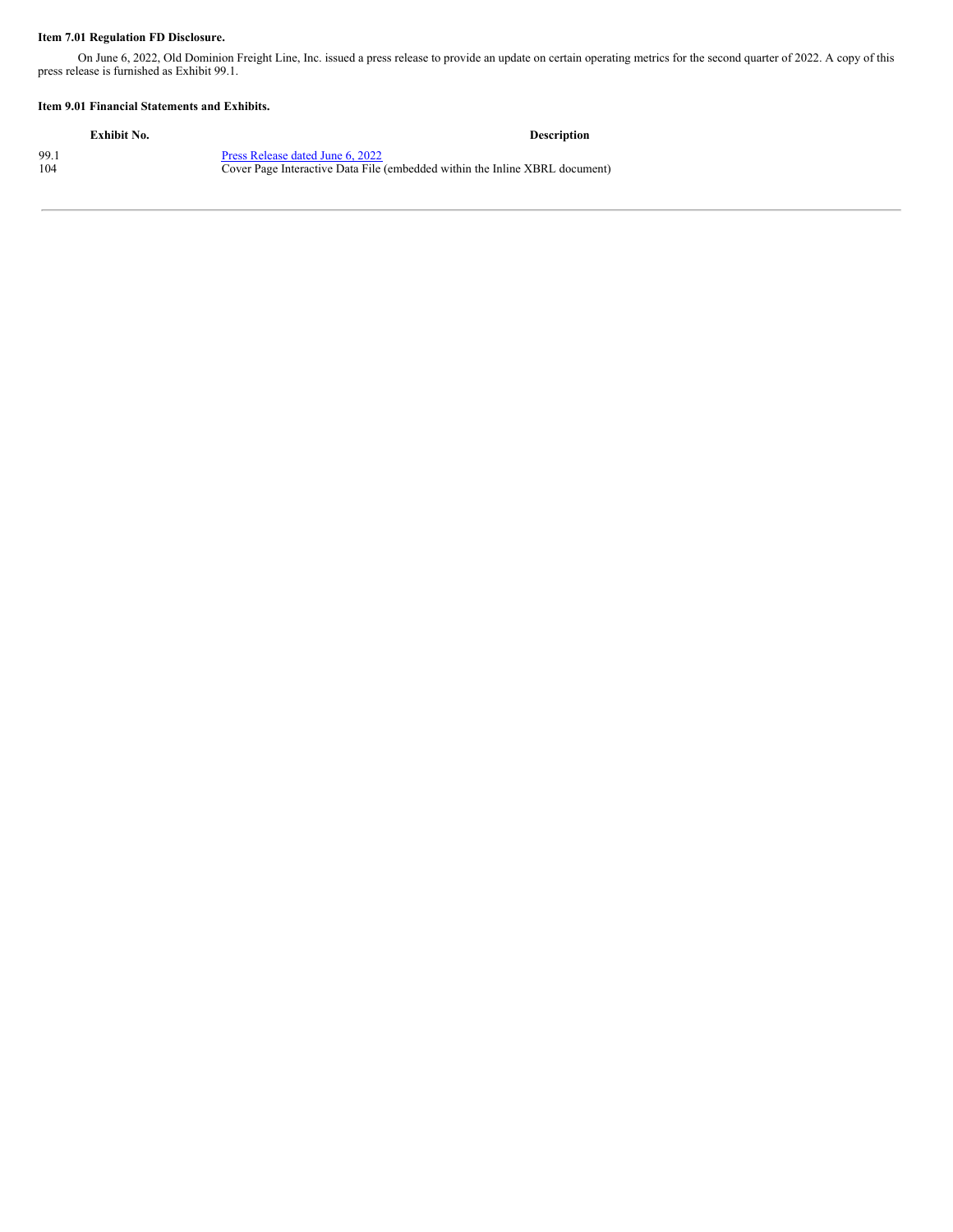**Item 7.01 Regulation FD Disclosure.**

On June 6, 2022, Old Dominion Freight Line, Inc. issued a press release to provide an update on certain operating metrics for the second quarter of 2022. A copy of this press release is furnished as Exhibit 99.1.

**Item 9.01 Financial Statements and Exhibits.**

| Exhibit No. | Description |
| --- | --- |
| 99.1 | Press Release dated June 6, 2022 |
| 104 | Cover Page Interactive Data File (embedded within the Inline XBRL document) |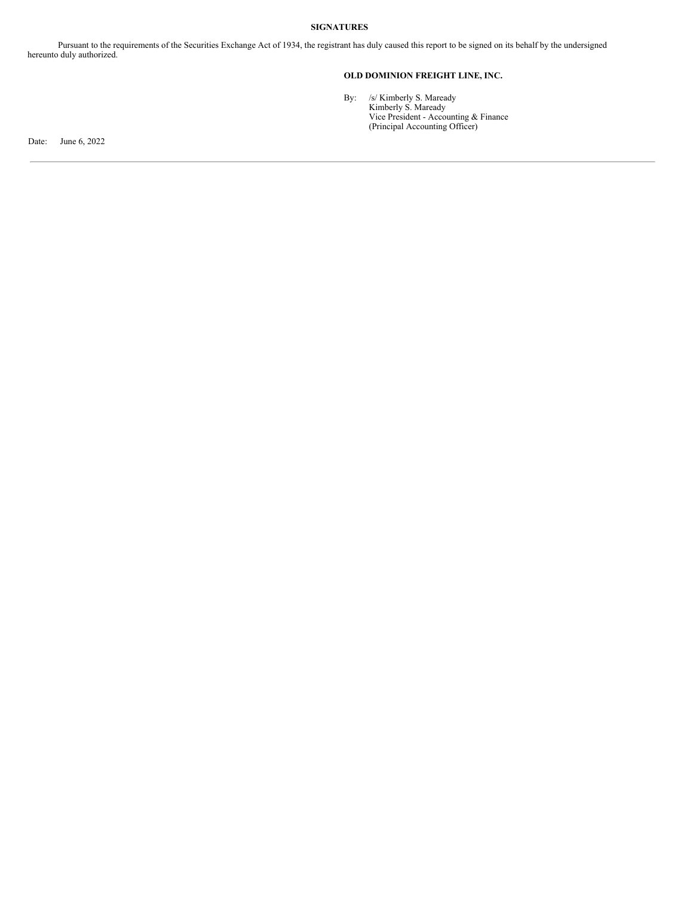**SIGNATURES**

Pursuant to the requirements of the Securities Exchange Act of 1934, the registrant has duly caused this report to be signed on its behalf by the undersigned hereunto duly authorized.

**OLD DOMINION FREIGHT LINE, INC.**

By: /s/ Kimberly S. Maready
Kimberly S. Maready
Vice President - Accounting & Finance
(Principal Accounting Officer)

Date: June 6, 2022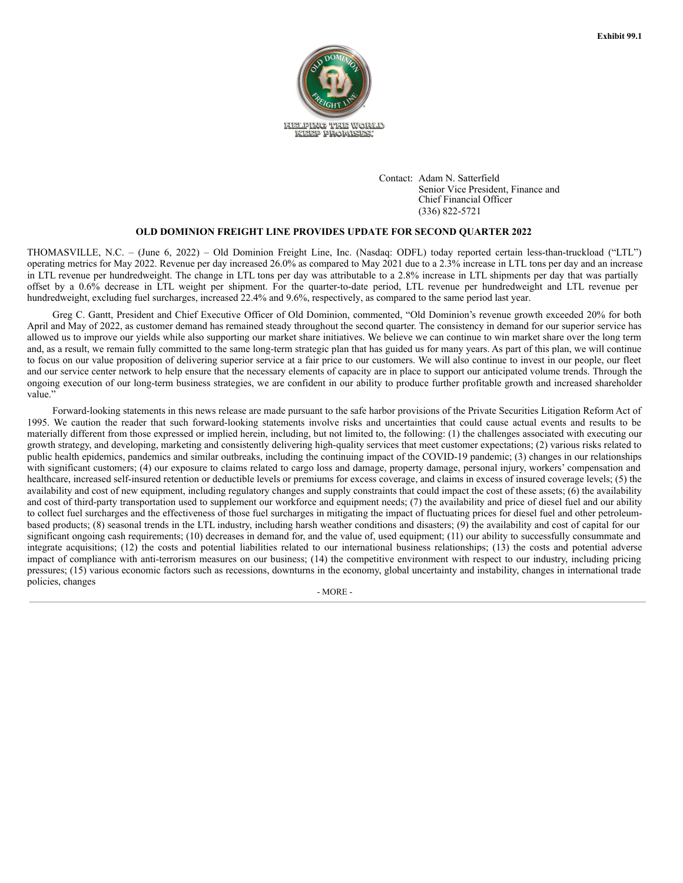Exhibit 99.1

Contact: Adam N. Satterfield
Senior Vice President, Finance and
Chief Financial Officer
(336) 822-5721

## OLD DOMINION FREIGHT LINE PROVIDES UPDATE FOR SECOND QUARTER 2022

THOMASVILLE, N.C. – (June 6, 2022) – Old Dominion Freight Line, Inc. (Nasdaq: ODFL) today reported certain less-than-truckload ("LTL") operating metrics for May 2022. Revenue per day increased 26.0% as compared to May 2021 due to a 2.3% increase in LTL tons per day and an increase in LTL revenue per hundredweight. The change in LTL tons per day was attributable to a 2.8% increase in LTL shipments per day that was partially offset by a 0.6% decrease in LTL weight per shipment. For the quarter-to-date period, LTL revenue per hundredweight and LTL revenue per hundredweight, excluding fuel surcharges, increased 22.4% and 9.6%, respectively, as compared to the same period last year.

Greg C. Gantt, President and Chief Executive Officer of Old Dominion, commented, "Old Dominion's revenue growth exceeded 20% for both April and May of 2022, as customer demand has remained steady throughout the second quarter. The consistency in demand for our superior service has allowed us to improve our yields while also supporting our market share initiatives. We believe we can continue to win market share over the long term and, as a result, we remain fully committed to the same long-term strategic plan that has guided us for many years. As part of this plan, we will continue to focus on our value proposition of delivering superior service at a fair price to our customers. We will also continue to invest in our people, our fleet and our service center network to help ensure that the necessary elements of capacity are in place to support our anticipated volume trends. Through the ongoing execution of our long-term business strategies, we are confident in our ability to produce further profitable growth and increased shareholder value."

Forward-looking statements in this news release are made pursuant to the safe harbor provisions of the Private Securities Litigation Reform Act of 1995. We caution the reader that such forward-looking statements involve risks and uncertainties that could cause actual events and results to be materially different from those expressed or implied herein, including, but not limited to, the following: (1) the challenges associated with executing our growth strategy, and developing, marketing and consistently delivering high-quality services that meet customer expectations; (2) various risks related to public health epidemics, pandemics and similar outbreaks, including the continuing impact of the COVID-19 pandemic; (3) changes in our relationships with significant customers; (4) our exposure to claims related to cargo loss and damage, property damage, personal injury, workers' compensation and healthcare, increased self-insured retention or deductible levels or premiums for excess coverage, and claims in excess of insured coverage levels; (5) the availability and cost of new equipment, including regulatory changes and supply constraints that could impact the cost of these assets; (6) the availability and cost of third-party transportation used to supplement our workforce and equipment needs; (7) the availability and price of diesel fuel and our ability to collect fuel surcharges and the effectiveness of those fuel surcharges in mitigating the impact of fluctuating prices for diesel fuel and other petroleum-based products; (8) seasonal trends in the LTL industry, including harsh weather conditions and disasters; (9) the availability and cost of capital for our significant ongoing cash requirements; (10) decreases in demand for, and the value of, used equipment; (11) our ability to successfully consummate and integrate acquisitions; (12) the costs and potential liabilities related to our international business relationships; (13) the costs and potential adverse impact of compliance with anti-terrorism measures on our business; (14) the competitive environment with respect to our industry, including pricing pressures; (15) various economic factors such as recessions, downturns in the economy, global uncertainty and instability, changes in international trade policies, changes

\- MORE -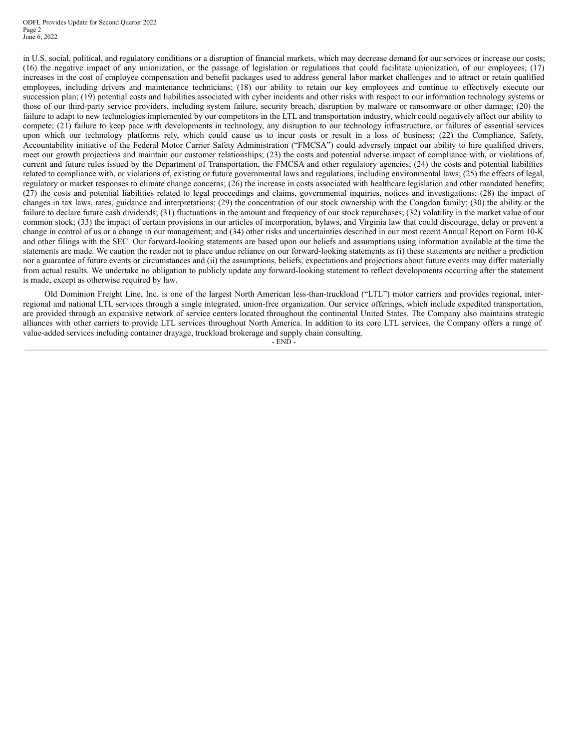in U.S. social, political, and regulatory conditions or a disruption of financial markets, which may decrease demand for our services or increase our costs; (16) the negative impact of any unionization, or the passage of legislation or regulations that could facilitate unionization, of our employees; (17) increases in the cost of employee compensation and benefit packages used to address general labor market challenges and to attract or retain qualified employees, including drivers and maintenance technicians; (18) our ability to retain our key employees and continue to effectively execute our succession plan; (19) potential costs and liabilities associated with cyber incidents and other risks with respect to our information technology systems or those of our third-party service providers, including system failure, security breach, disruption by malware or ransomware or other damage; (20) the failure to adapt to new technologies implemented by our competitors in the LTL and transportation industry, which could negatively affect our ability to compete; (21) failure to keep pace with developments in technology, any disruption to our technology infrastructure, or failures of essential services upon which our technology platforms rely, which could cause us to incur costs or result in a loss of business; (22) the Compliance, Safety, Accountability initiative of the Federal Motor Carrier Safety Administration ("FMCSA") could adversely impact our ability to hire qualified drivers, meet our growth projections and maintain our customer relationships; (23) the costs and potential adverse impact of compliance with, or violations of, current and future rules issued by the Department of Transportation, the FMCSA and other regulatory agencies; (24) the costs and potential liabilities related to compliance with, or violations of, existing or future governmental laws and regulations, including environmental laws; (25) the effects of legal, regulatory or market responses to climate change concerns; (26) the increase in costs associated with healthcare legislation and other mandated benefits; (27) the costs and potential liabilities related to legal proceedings and claims, governmental inquiries, notices and investigations; (28) the impact of changes in tax laws, rates, guidance and interpretations; (29) the concentration of our stock ownership with the Congdon family; (30) the ability or the failure to declare future cash dividends; (31) fluctuations in the amount and frequency of our stock repurchases; (32) volatility in the market value of our common stock; (33) the impact of certain provisions in our articles of incorporation, bylaws, and Virginia law that could discourage, delay or prevent a change in control of us or a change in our management; and (34) other risks and uncertainties described in our most recent Annual Report on Form 10-K and other filings with the SEC. Our forward-looking statements are based upon our beliefs and assumptions using information available at the time the statements are made. We caution the reader not to place undue reliance on our forward-looking statements as (i) these statements are neither a prediction nor a guarantee of future events or circumstances and (ii) the assumptions, beliefs, expectations and projections about future events may differ materially from actual results. We undertake no obligation to publicly update any forward-looking statement to reflect developments occurring after the statement is made, except as otherwise required by law.

Old Dominion Freight Line, Inc. is one of the largest North American less-than-truckload ("LTL") motor carriers and provides regional, inter-regional and national LTL services through a single integrated, union-free organization. Our service offerings, which include expedited transportation, are provided through an expansive network of service centers located throughout the continental United States. The Company also maintains strategic alliances with other carriers to provide LTL services throughout North America. In addition to its core LTL services, the Company offers a range of value-added services including container drayage, truckload brokerage and supply chain consulting.

- END -